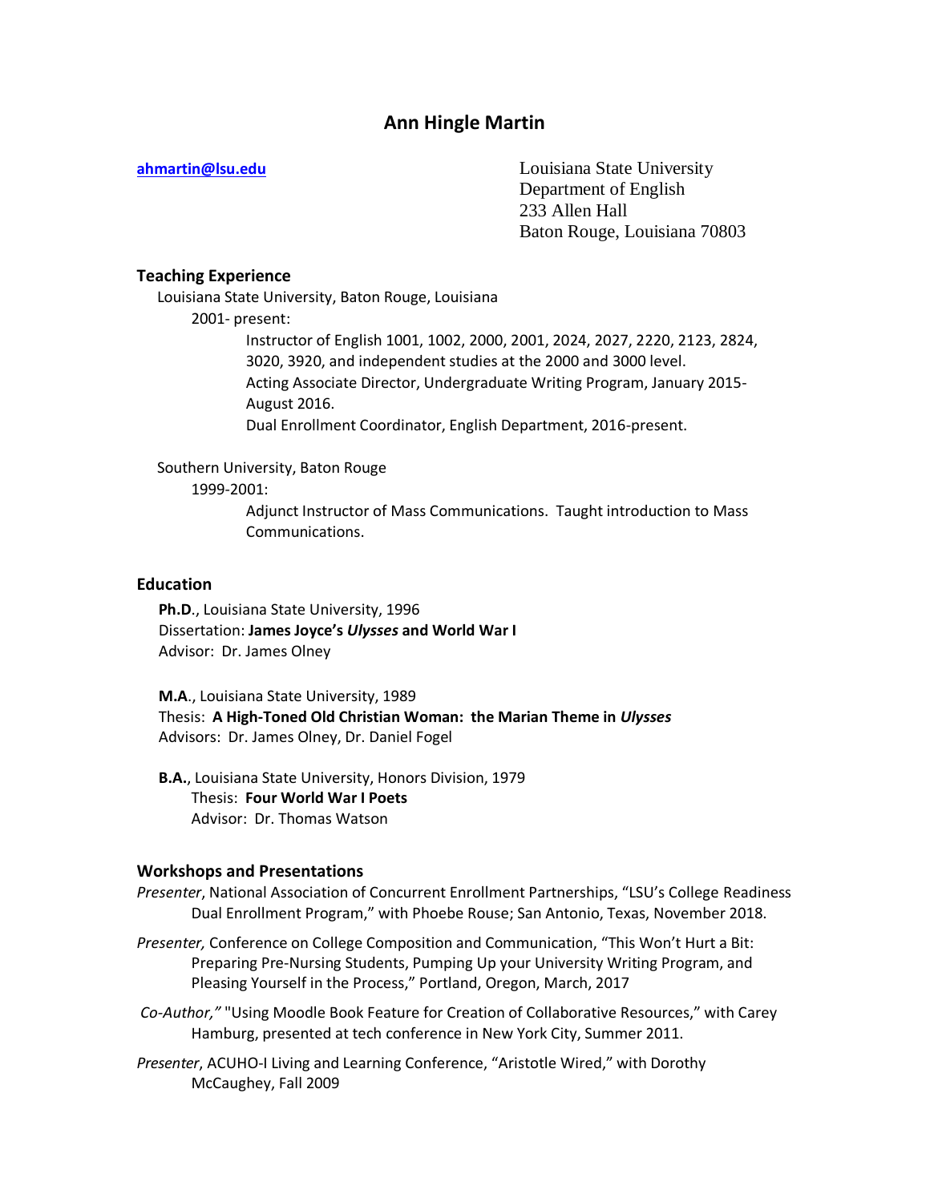# Ann Hingle Martin

**[ahmartin@lsu.edu](mailto:ahmartin@lsu.edu)**

Louisiana State University
Department of English
233 Allen Hall
Baton Rouge, Louisiana 70803

## Teaching Experience

Louisiana State University, Baton Rouge, Louisiana

2001- present:

Instructor of English 1001, 1002, 2000, 2001, 2024, 2027, 2220, 2123, 2824, 3020, 3920, and independent studies at the 2000 and 3000 level.
Acting Associate Director, Undergraduate Writing Program, January 2015-August 2016.
Dual Enrollment Coordinator, English Department, 2016-present.

Southern University, Baton Rouge

1999-2001:

Adjunct Instructor of Mass Communications. Taught introduction to Mass Communications.

## Education

**Ph.D**., Louisiana State University, 1996
Dissertation: **James Joyce's *Ulysses* and World War I**
Advisor: Dr. James Olney

**M.A**., Louisiana State University, 1989
Thesis: **A High-Toned Old Christian Woman: the Marian Theme in *Ulysses***
Advisors: Dr. James Olney, Dr. Daniel Fogel

**B.A.**, Louisiana State University, Honors Division, 1979
Thesis: **Four World War I Poets**
Advisor: Dr. Thomas Watson

## Workshops and Presentations

*Presenter*, National Association of Concurrent Enrollment Partnerships, "LSU's College Readiness Dual Enrollment Program," with Phoebe Rouse; San Antonio, Texas, November 2018.

*Presenter,* Conference on College Composition and Communication, "This Won't Hurt a Bit: Preparing Pre-Nursing Students, Pumping Up your University Writing Program, and Pleasing Yourself in the Process," Portland, Oregon, March, 2017

*Co-Author,"* "Using Moodle Book Feature for Creation of Collaborative Resources," with Carey Hamburg, presented at tech conference in New York City, Summer 2011.

*Presenter*, ACUHO-I Living and Learning Conference, "Aristotle Wired," with Dorothy McCaughey, Fall 2009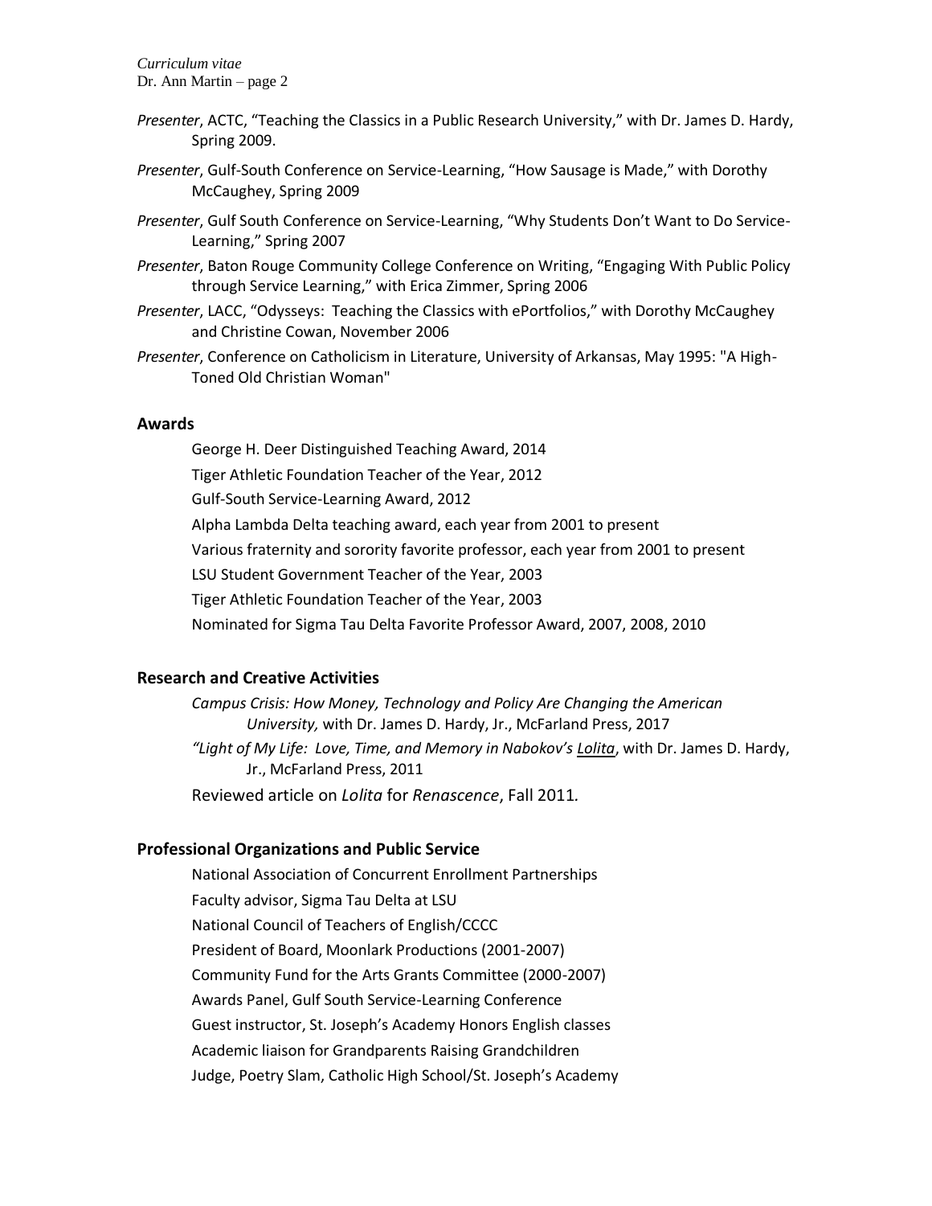*Presenter*, ACTC, "Teaching the Classics in a Public Research University," with Dr. James D. Hardy, Spring 2009.

*Presenter*, Gulf-South Conference on Service-Learning, "How Sausage is Made," with Dorothy McCaughey, Spring 2009

*Presenter*, Gulf South Conference on Service-Learning, "Why Students Don't Want to Do Service-Learning," Spring 2007

*Presenter*, Baton Rouge Community College Conference on Writing, "Engaging With Public Policy through Service Learning," with Erica Zimmer, Spring 2006

*Presenter*, LACC, "Odysseys: Teaching the Classics with ePortfolios," with Dorothy McCaughey and Christine Cowan, November 2006

*Presenter*, Conference on Catholicism in Literature, University of Arkansas, May 1995: "A High-Toned Old Christian Woman"

## Awards

George H. Deer Distinguished Teaching Award, 2014

Tiger Athletic Foundation Teacher of the Year, 2012

Gulf-South Service-Learning Award, 2012

Alpha Lambda Delta teaching award, each year from 2001 to present

Various fraternity and sorority favorite professor, each year from 2001 to present

LSU Student Government Teacher of the Year, 2003

Tiger Athletic Foundation Teacher of the Year, 2003

Nominated for Sigma Tau Delta Favorite Professor Award, 2007, 2008, 2010

## Research and Creative Activities

*Campus Crisis: How Money, Technology and Policy Are Changing the American University,* with Dr. James D. Hardy, Jr., McFarland Press, 2017

*"Light of My Life: Love, Time, and Memory in Nabokov's* <u>Lolita</u>, with Dr. James D. Hardy, Jr., McFarland Press, 2011

Reviewed article on *Lolita* for *Renascence*, Fall 2011*.*

## Professional Organizations and Public Service

National Association of Concurrent Enrollment Partnerships

Faculty advisor, Sigma Tau Delta at LSU

National Council of Teachers of English/CCCC

President of Board, Moonlark Productions (2001-2007)

Community Fund for the Arts Grants Committee (2000-2007)

Awards Panel, Gulf South Service-Learning Conference

Guest instructor, St. Joseph's Academy Honors English classes

Academic liaison for Grandparents Raising Grandchildren

Judge, Poetry Slam, Catholic High School/St. Joseph's Academy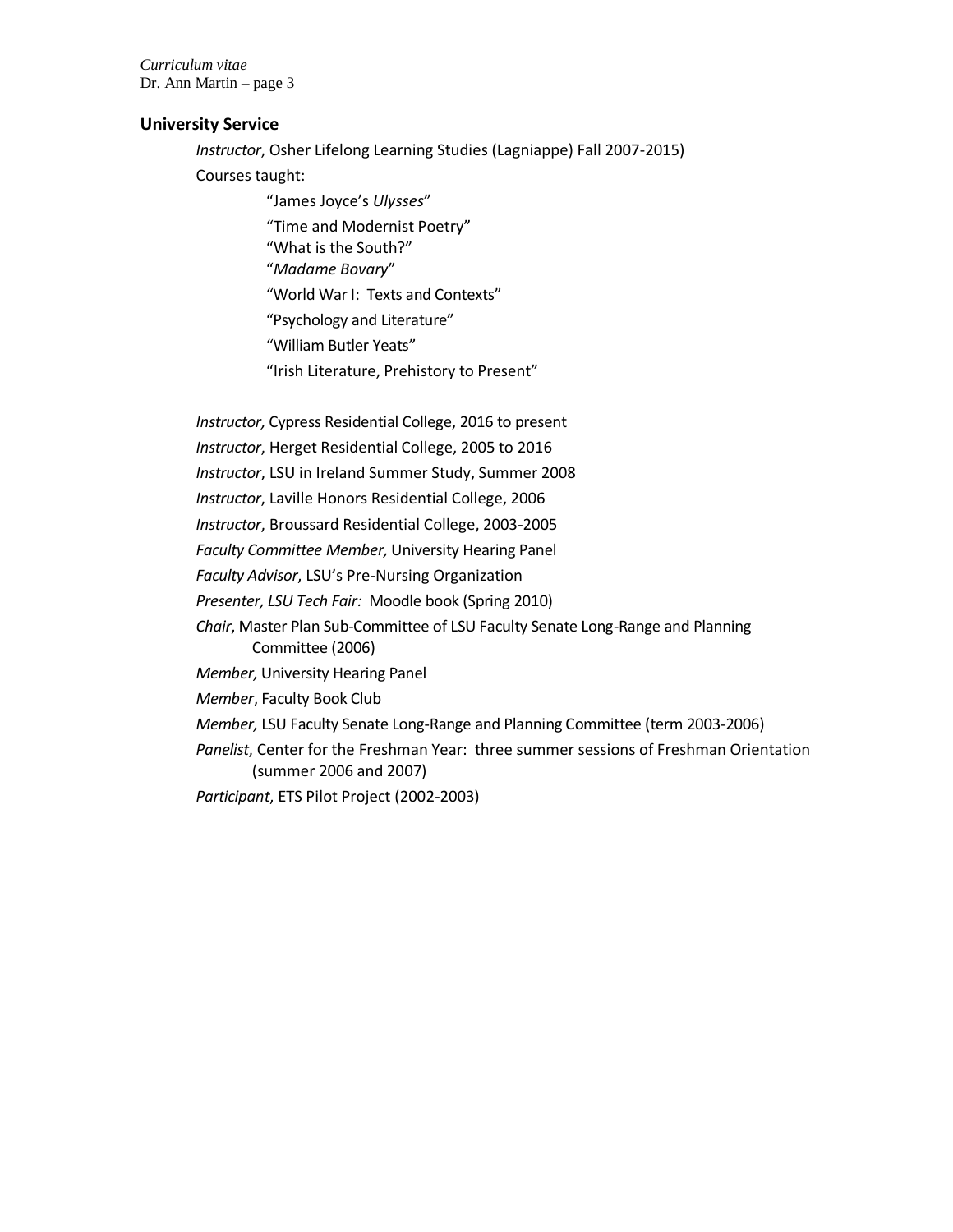## University Service

*Instructor*, Osher Lifelong Learning Studies (Lagniappe) Fall 2007-2015)

Courses taught:

- "James Joyce's *Ulysses*"
- "Time and Modernist Poetry"
- "What is the South?"
- "*Madame Bovary*"
- "World War I: Texts and Contexts"
- "Psychology and Literature"
- "William Butler Yeats"
- "Irish Literature, Prehistory to Present"

*Instructor,* Cypress Residential College, 2016 to present

*Instructor*, Herget Residential College, 2005 to 2016

*Instructor*, LSU in Ireland Summer Study, Summer 2008

*Instructor*, Laville Honors Residential College, 2006

*Instructor*, Broussard Residential College, 2003-2005

*Faculty Committee Member,* University Hearing Panel

*Faculty Advisor*, LSU's Pre-Nursing Organization

*Presenter, LSU Tech Fair:* Moodle book (Spring 2010)

*Chair*, Master Plan Sub-Committee of LSU Faculty Senate Long-Range and Planning Committee (2006)

*Member,* University Hearing Panel

*Member*, Faculty Book Club

*Member,* LSU Faculty Senate Long-Range and Planning Committee (term 2003-2006)

*Panelist*, Center for the Freshman Year: three summer sessions of Freshman Orientation (summer 2006 and 2007)

*Participant*, ETS Pilot Project (2002-2003)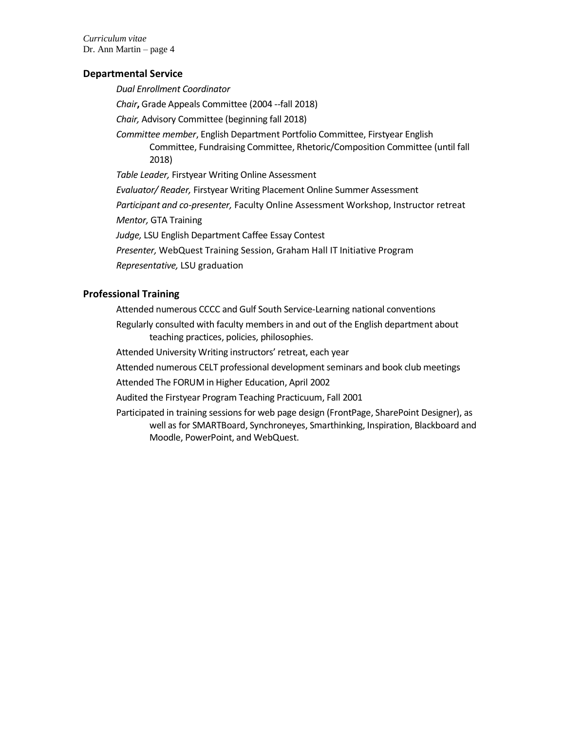## Departmental Service

*Dual Enrollment Coordinator*

*Chair***,** Grade Appeals Committee (2004 --fall 2018)

*Chair,* Advisory Committee (beginning fall 2018)

*Committee member*, English Department Portfolio Committee, Firstyear English Committee, Fundraising Committee, Rhetoric/Composition Committee (until fall 2018)

*Table Leader,* Firstyear Writing Online Assessment

*Evaluator/ Reader,* Firstyear Writing Placement Online Summer Assessment

*Participant and co-presenter,* Faculty Online Assessment Workshop, Instructor retreat

*Mentor,* GTA Training

*Judge,* LSU English Department Caffee Essay Contest

*Presenter,* WebQuest Training Session, Graham Hall IT Initiative Program

*Representative,* LSU graduation

## Professional Training

Attended numerous CCCC and Gulf South Service-Learning national conventions

Regularly consulted with faculty members in and out of the English department about teaching practices, policies, philosophies.

Attended University Writing instructors' retreat, each year

Attended numerous CELT professional development seminars and book club meetings

Attended The FORUM in Higher Education, April 2002

Audited the Firstyear Program Teaching Practicuum, Fall 2001

Participated in training sessions for web page design (FrontPage, SharePoint Designer), as well as for SMARTBoard, Synchroneyes, Smarthinking, Inspiration, Blackboard and Moodle, PowerPoint, and WebQuest.